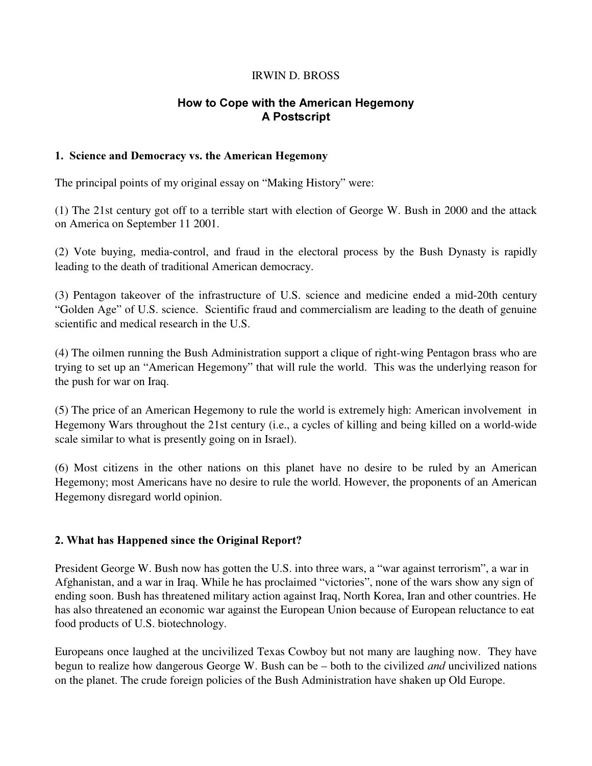IRWIN D. BROSS

# How to Cope with the American Hegemony
# A Postscript

## 1. Science and Democracy vs. the American Hegemony

The principal points of my original essay on "Making History" were:

(1) The 21st century got off to a terrible start with election of George W. Bush in 2000 and the attack on America on September 11 2001.

(2) Vote buying, media-control, and fraud in the electoral process by the Bush Dynasty is rapidly leading to the death of traditional American democracy.

(3) Pentagon takeover of the infrastructure of U.S. science and medicine ended a mid-20th century "Golden Age" of U.S. science. Scientific fraud and commercialism are leading to the death of genuine scientific and medical research in the U.S.

(4) The oilmen running the Bush Administration support a clique of right-wing Pentagon brass who are trying to set up an "American Hegemony" that will rule the world. This was the underlying reason for the push for war on Iraq.

(5) The price of an American Hegemony to rule the world is extremely high: American involvement in Hegemony Wars throughout the 21st century (i.e., a cycles of killing and being killed on a world-wide scale similar to what is presently going on in Israel).

(6) Most citizens in the other nations on this planet have no desire to be ruled by an American Hegemony; most Americans have no desire to rule the world. However, the proponents of an American Hegemony disregard world opinion.

## 2. What has Happened since the Original Report?

President George W. Bush now has gotten the U.S. into three wars, a "war against terrorism", a war in Afghanistan, and a war in Iraq. While he has proclaimed "victories", none of the wars show any sign of ending soon. Bush has threatened military action against Iraq, North Korea, Iran and other countries. He has also threatened an economic war against the European Union because of European reluctance to eat food products of U.S. biotechnology.

Europeans once laughed at the uncivilized Texas Cowboy but not many are laughing now. They have begun to realize how dangerous George W. Bush can be – both to the civilized *and* uncivilized nations on the planet. The crude foreign policies of the Bush Administration have shaken up Old Europe.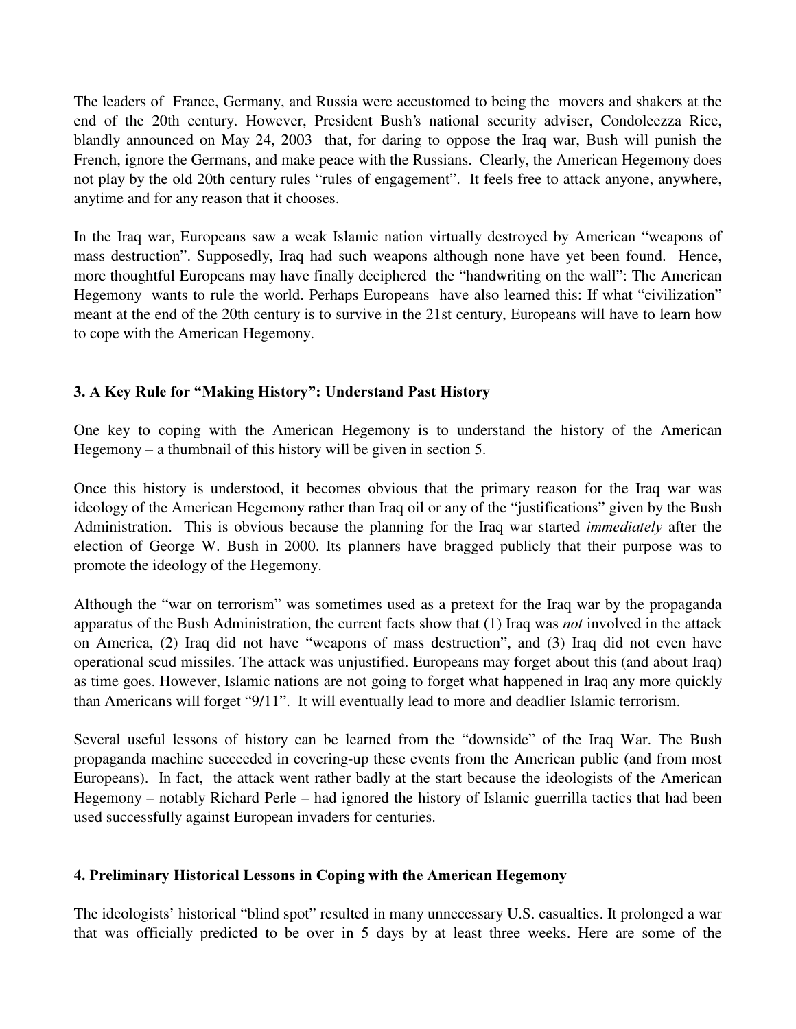The leaders of France, Germany, and Russia were accustomed to being the movers and shakers at the end of the 20th century. However, President Bush's national security adviser, Condoleezza Rice, blandly announced on May 24, 2003 that, for daring to oppose the Iraq war, Bush will punish the French, ignore the Germans, and make peace with the Russians. Clearly, the American Hegemony does not play by the old 20th century rules "rules of engagement". It feels free to attack anyone, anywhere, anytime and for any reason that it chooses.

In the Iraq war, Europeans saw a weak Islamic nation virtually destroyed by American "weapons of mass destruction". Supposedly, Iraq had such weapons although none have yet been found. Hence, more thoughtful Europeans may have finally deciphered the "handwriting on the wall": The American Hegemony wants to rule the world. Perhaps Europeans have also learned this: If what "civilization" meant at the end of the 20th century is to survive in the 21st century, Europeans will have to learn how to cope with the American Hegemony.

### 3. A Key Rule for "Making History": Understand Past History

One key to coping with the American Hegemony is to understand the history of the American Hegemony – a thumbnail of this history will be given in section 5.

Once this history is understood, it becomes obvious that the primary reason for the Iraq war was ideology of the American Hegemony rather than Iraq oil or any of the "justifications" given by the Bush Administration. This is obvious because the planning for the Iraq war started *immediately* after the election of George W. Bush in 2000. Its planners have bragged publicly that their purpose was to promote the ideology of the Hegemony.

Although the "war on terrorism" was sometimes used as a pretext for the Iraq war by the propaganda apparatus of the Bush Administration, the current facts show that (1) Iraq was *not* involved in the attack on America, (2) Iraq did not have "weapons of mass destruction", and (3) Iraq did not even have operational scud missiles. The attack was unjustified. Europeans may forget about this (and about Iraq) as time goes. However, Islamic nations are not going to forget what happened in Iraq any more quickly than Americans will forget "9/11". It will eventually lead to more and deadlier Islamic terrorism.

Several useful lessons of history can be learned from the "downside" of the Iraq War. The Bush propaganda machine succeeded in covering-up these events from the American public (and from most Europeans). In fact, the attack went rather badly at the start because the ideologists of the American Hegemony – notably Richard Perle – had ignored the history of Islamic guerrilla tactics that had been used successfully against European invaders for centuries.

### 4. Preliminary Historical Lessons in Coping with the American Hegemony

The ideologists' historical "blind spot" resulted in many unnecessary U.S. casualties. It prolonged a war that was officially predicted to be over in 5 days by at least three weeks. Here are some of the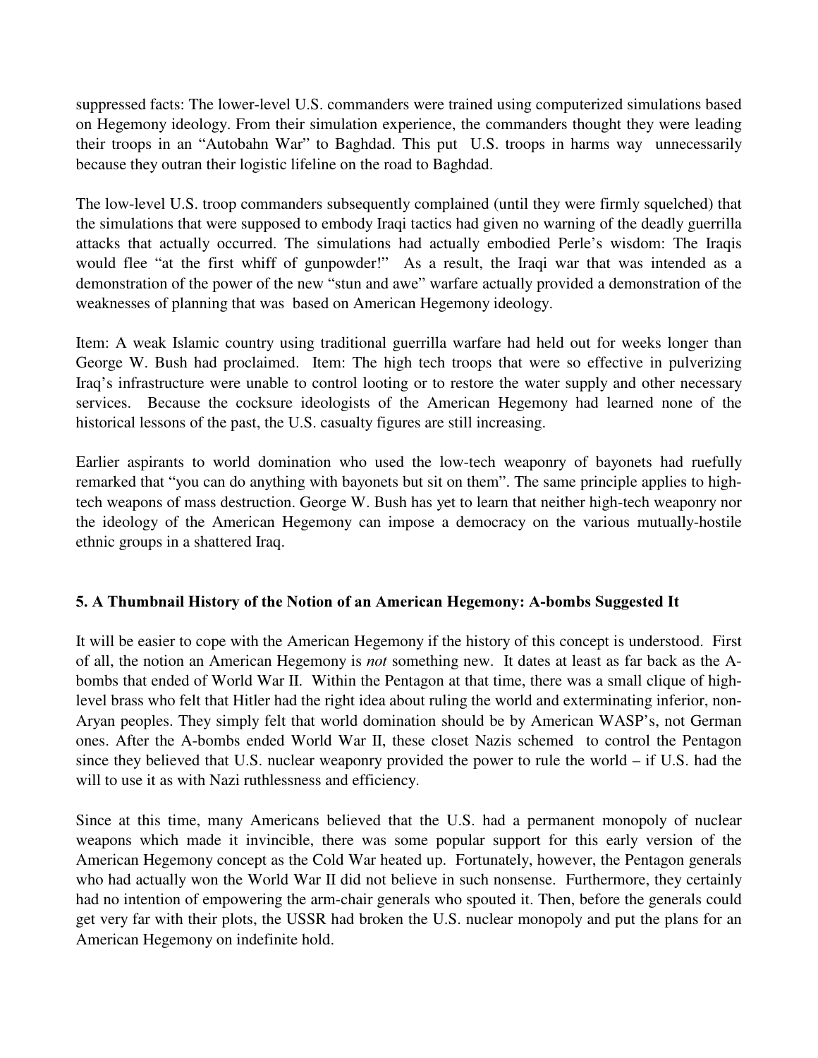suppressed facts: The lower-level U.S. commanders were trained using computerized simulations based on Hegemony ideology. From their simulation experience, the commanders thought they were leading their troops in an "Autobahn War" to Baghdad. This put U.S. troops in harms way unnecessarily because they outran their logistic lifeline on the road to Baghdad.

The low-level U.S. troop commanders subsequently complained (until they were firmly squelched) that the simulations that were supposed to embody Iraqi tactics had given no warning of the deadly guerrilla attacks that actually occurred. The simulations had actually embodied Perle's wisdom: The Iraqis would flee "at the first whiff of gunpowder!" As a result, the Iraqi war that was intended as a demonstration of the power of the new "stun and awe" warfare actually provided a demonstration of the weaknesses of planning that was based on American Hegemony ideology.

Item: A weak Islamic country using traditional guerrilla warfare had held out for weeks longer than George W. Bush had proclaimed. Item: The high tech troops that were so effective in pulverizing Iraq's infrastructure were unable to control looting or to restore the water supply and other necessary services. Because the cocksure ideologists of the American Hegemony had learned none of the historical lessons of the past, the U.S. casualty figures are still increasing.

Earlier aspirants to world domination who used the low-tech weaponry of bayonets had ruefully remarked that "you can do anything with bayonets but sit on them". The same principle applies to high-tech weapons of mass destruction. George W. Bush has yet to learn that neither high-tech weaponry nor the ideology of the American Hegemony can impose a democracy on the various mutually-hostile ethnic groups in a shattered Iraq.

## 5. A Thumbnail History of the Notion of an American Hegemony: A-bombs Suggested It

It will be easier to cope with the American Hegemony if the history of this concept is understood. First of all, the notion an American Hegemony is *not* something new. It dates at least as far back as the A-bombs that ended of World War II. Within the Pentagon at that time, there was a small clique of high-level brass who felt that Hitler had the right idea about ruling the world and exterminating inferior, non-Aryan peoples. They simply felt that world domination should be by American WASP's, not German ones. After the A-bombs ended World War II, these closet Nazis schemed to control the Pentagon since they believed that U.S. nuclear weaponry provided the power to rule the world – if U.S. had the will to use it as with Nazi ruthlessness and efficiency.

Since at this time, many Americans believed that the U.S. had a permanent monopoly of nuclear weapons which made it invincible, there was some popular support for this early version of the American Hegemony concept as the Cold War heated up. Fortunately, however, the Pentagon generals who had actually won the World War II did not believe in such nonsense. Furthermore, they certainly had no intention of empowering the arm-chair generals who spouted it. Then, before the generals could get very far with their plots, the USSR had broken the U.S. nuclear monopoly and put the plans for an American Hegemony on indefinite hold.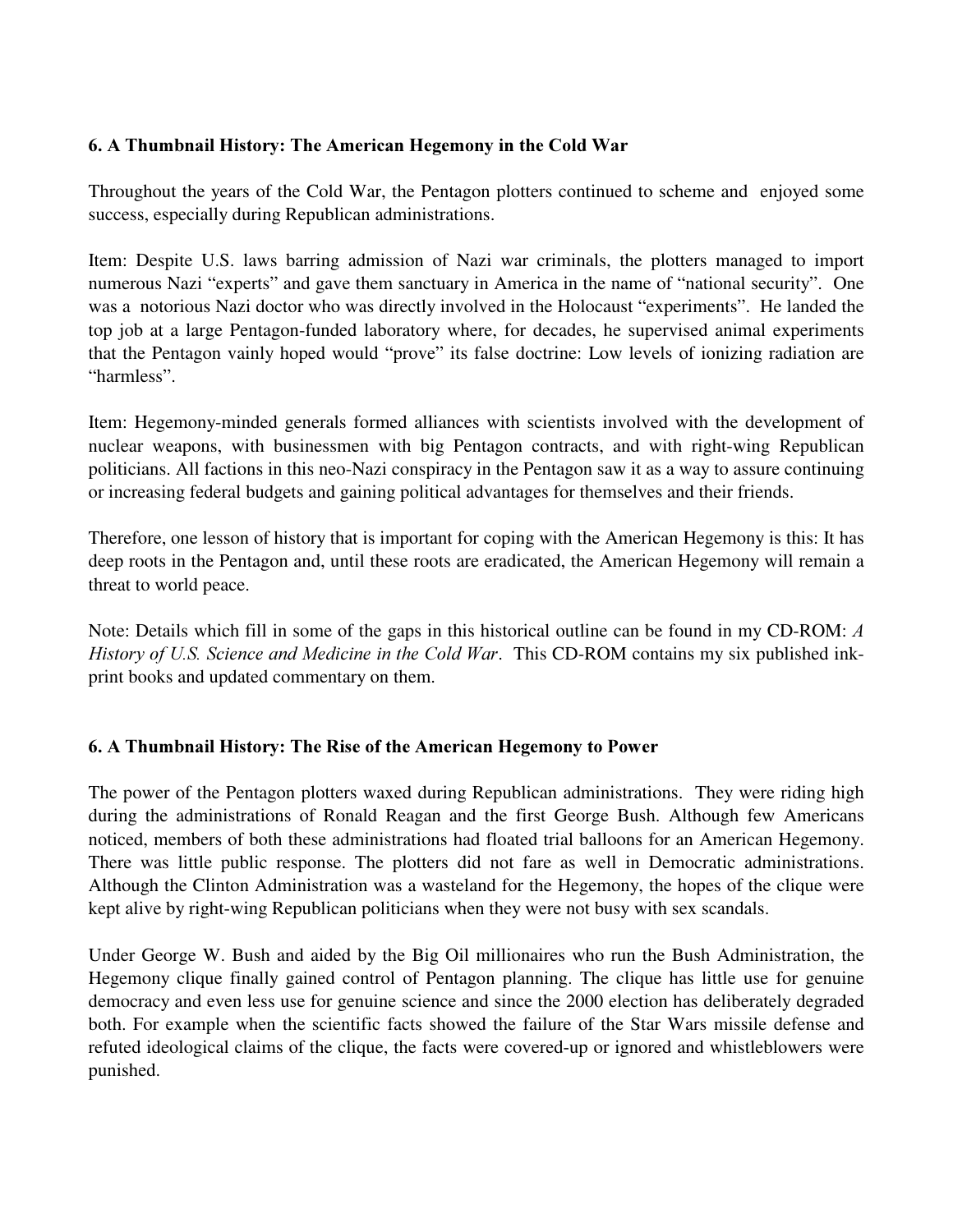### 6. A Thumbnail History: The American Hegemony in the Cold War

Throughout the years of the Cold War, the Pentagon plotters continued to scheme and enjoyed some success, especially during Republican administrations.

Item: Despite U.S. laws barring admission of Nazi war criminals, the plotters managed to import numerous Nazi "experts" and gave them sanctuary in America in the name of "national security". One was a notorious Nazi doctor who was directly involved in the Holocaust "experiments". He landed the top job at a large Pentagon-funded laboratory where, for decades, he supervised animal experiments that the Pentagon vainly hoped would "prove" its false doctrine: Low levels of ionizing radiation are "harmless".

Item: Hegemony-minded generals formed alliances with scientists involved with the development of nuclear weapons, with businessmen with big Pentagon contracts, and with right-wing Republican politicians. All factions in this neo-Nazi conspiracy in the Pentagon saw it as a way to assure continuing or increasing federal budgets and gaining political advantages for themselves and their friends.

Therefore, one lesson of history that is important for coping with the American Hegemony is this: It has deep roots in the Pentagon and, until these roots are eradicated, the American Hegemony will remain a threat to world peace.

Note: Details which fill in some of the gaps in this historical outline can be found in my CD-ROM: *A History of U.S. Science and Medicine in the Cold War*. This CD-ROM contains my six published ink-print books and updated commentary on them.

### 6. A Thumbnail History: The Rise of the American Hegemony to Power

The power of the Pentagon plotters waxed during Republican administrations. They were riding high during the administrations of Ronald Reagan and the first George Bush. Although few Americans noticed, members of both these administrations had floated trial balloons for an American Hegemony. There was little public response. The plotters did not fare as well in Democratic administrations. Although the Clinton Administration was a wasteland for the Hegemony, the hopes of the clique were kept alive by right-wing Republican politicians when they were not busy with sex scandals.

Under George W. Bush and aided by the Big Oil millionaires who run the Bush Administration, the Hegemony clique finally gained control of Pentagon planning. The clique has little use for genuine democracy and even less use for genuine science and since the 2000 election has deliberately degraded both. For example when the scientific facts showed the failure of the Star Wars missile defense and refuted ideological claims of the clique, the facts were covered-up or ignored and whistleblowers were punished.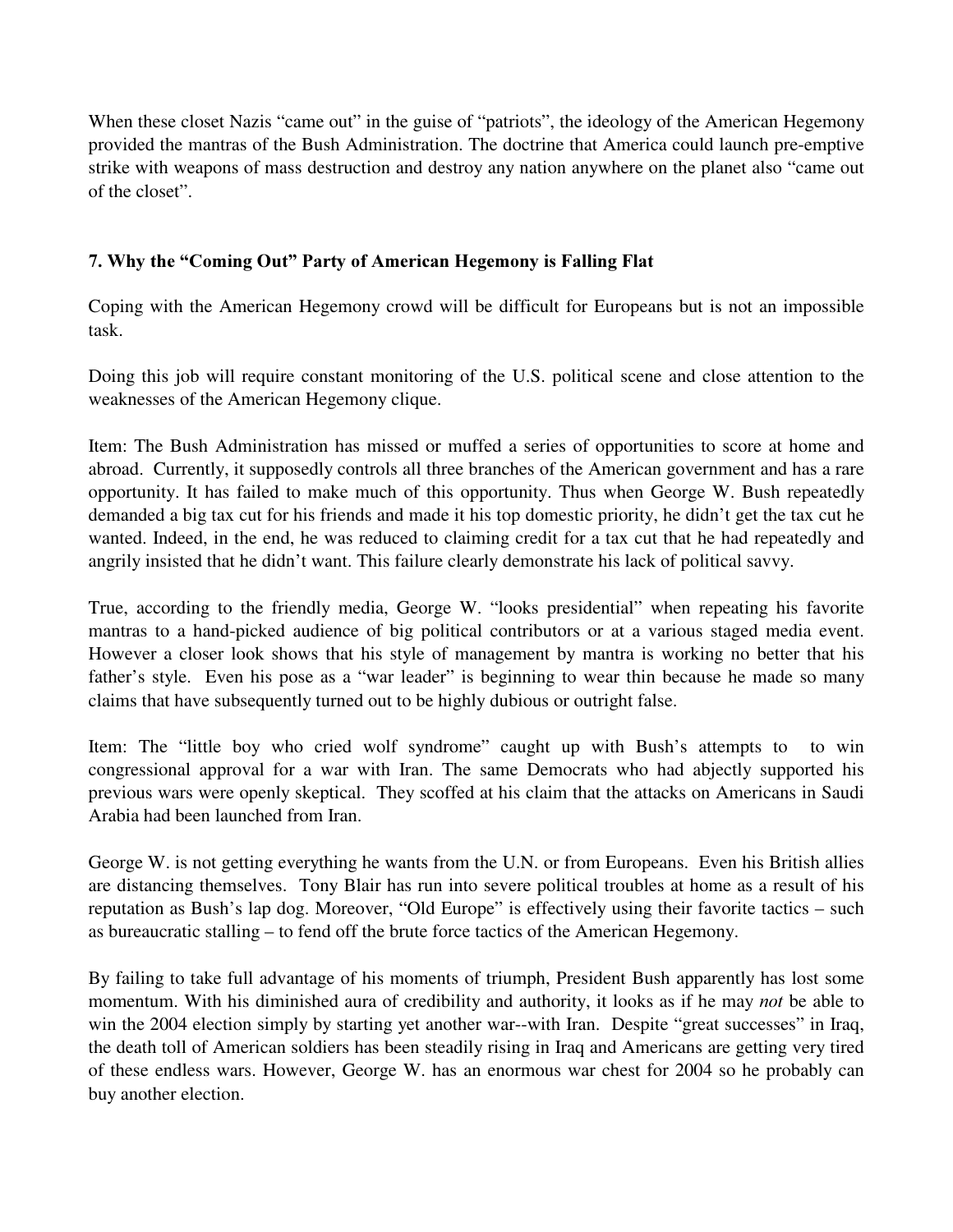When these closet Nazis "came out" in the guise of "patriots", the ideology of the American Hegemony provided the mantras of the Bush Administration. The doctrine that America could launch pre-emptive strike with weapons of mass destruction and destroy any nation anywhere on the planet also "came out of the closet".

### 7. Why the "Coming Out" Party of American Hegemony is Falling Flat

Coping with the American Hegemony crowd will be difficult for Europeans but is not an impossible task.

Doing this job will require constant monitoring of the U.S. political scene and close attention to the weaknesses of the American Hegemony clique.

Item: The Bush Administration has missed or muffed a series of opportunities to score at home and abroad. Currently, it supposedly controls all three branches of the American government and has a rare opportunity. It has failed to make much of this opportunity. Thus when George W. Bush repeatedly demanded a big tax cut for his friends and made it his top domestic priority, he didn't get the tax cut he wanted. Indeed, in the end, he was reduced to claiming credit for a tax cut that he had repeatedly and angrily insisted that he didn't want. This failure clearly demonstrate his lack of political savvy.

True, according to the friendly media, George W. "looks presidential" when repeating his favorite mantras to a hand-picked audience of big political contributors or at a various staged media event. However a closer look shows that his style of management by mantra is working no better that his father's style. Even his pose as a "war leader" is beginning to wear thin because he made so many claims that have subsequently turned out to be highly dubious or outright false.

Item: The "little boy who cried wolf syndrome" caught up with Bush's attempts to to win congressional approval for a war with Iran. The same Democrats who had abjectly supported his previous wars were openly skeptical. They scoffed at his claim that the attacks on Americans in Saudi Arabia had been launched from Iran.

George W. is not getting everything he wants from the U.N. or from Europeans. Even his British allies are distancing themselves. Tony Blair has run into severe political troubles at home as a result of his reputation as Bush's lap dog. Moreover, "Old Europe" is effectively using their favorite tactics – such as bureaucratic stalling – to fend off the brute force tactics of the American Hegemony.

By failing to take full advantage of his moments of triumph, President Bush apparently has lost some momentum. With his diminished aura of credibility and authority, it looks as if he may *not* be able to win the 2004 election simply by starting yet another war--with Iran. Despite "great successes" in Iraq, the death toll of American soldiers has been steadily rising in Iraq and Americans are getting very tired of these endless wars. However, George W. has an enormous war chest for 2004 so he probably can buy another election.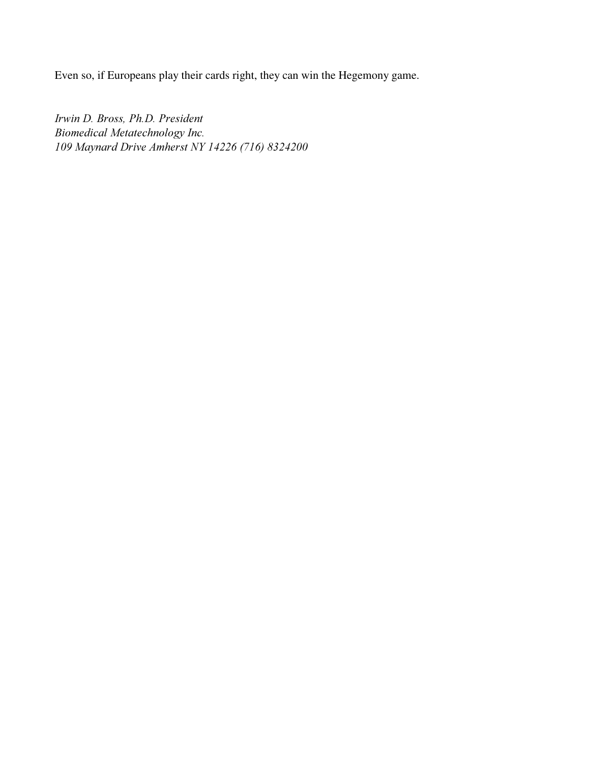Even so, if Europeans play their cards right, they can win the Hegemony game.

*Irwin D. Bross, Ph.D. President*
*Biomedical Metatechnology Inc.*
*109 Maynard Drive Amherst NY 14226 (716) 8324200*